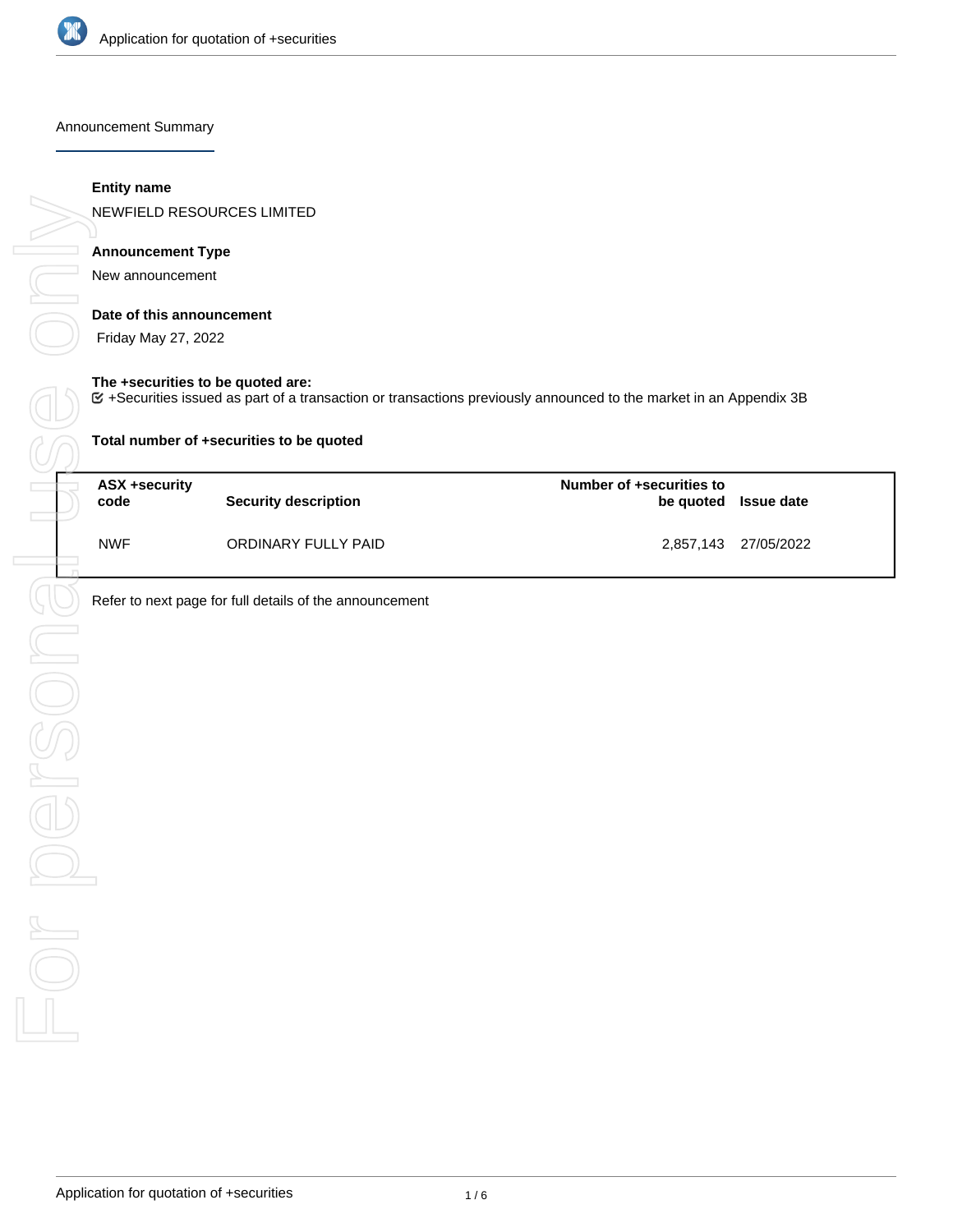Announcement Summary

**Entity name**

NEWFIELD RESOURCES LIMITED

**Announcement Type**

New announcement

**Date of this announcement**

Friday May 27, 2022

**The +securities to be quoted are:**

☑ +Securities issued as part of a transaction or transactions previously announced to the market in an Appendix 3B

**Total number of +securities to be quoted**

| ASX +security code | Security description | Number of +securities to be quoted | Issue date |
|---|---|---|---|
| NWF | ORDINARY FULLY PAID | 2,857,143 | 27/05/2022 |

Refer to next page for full details of the announcement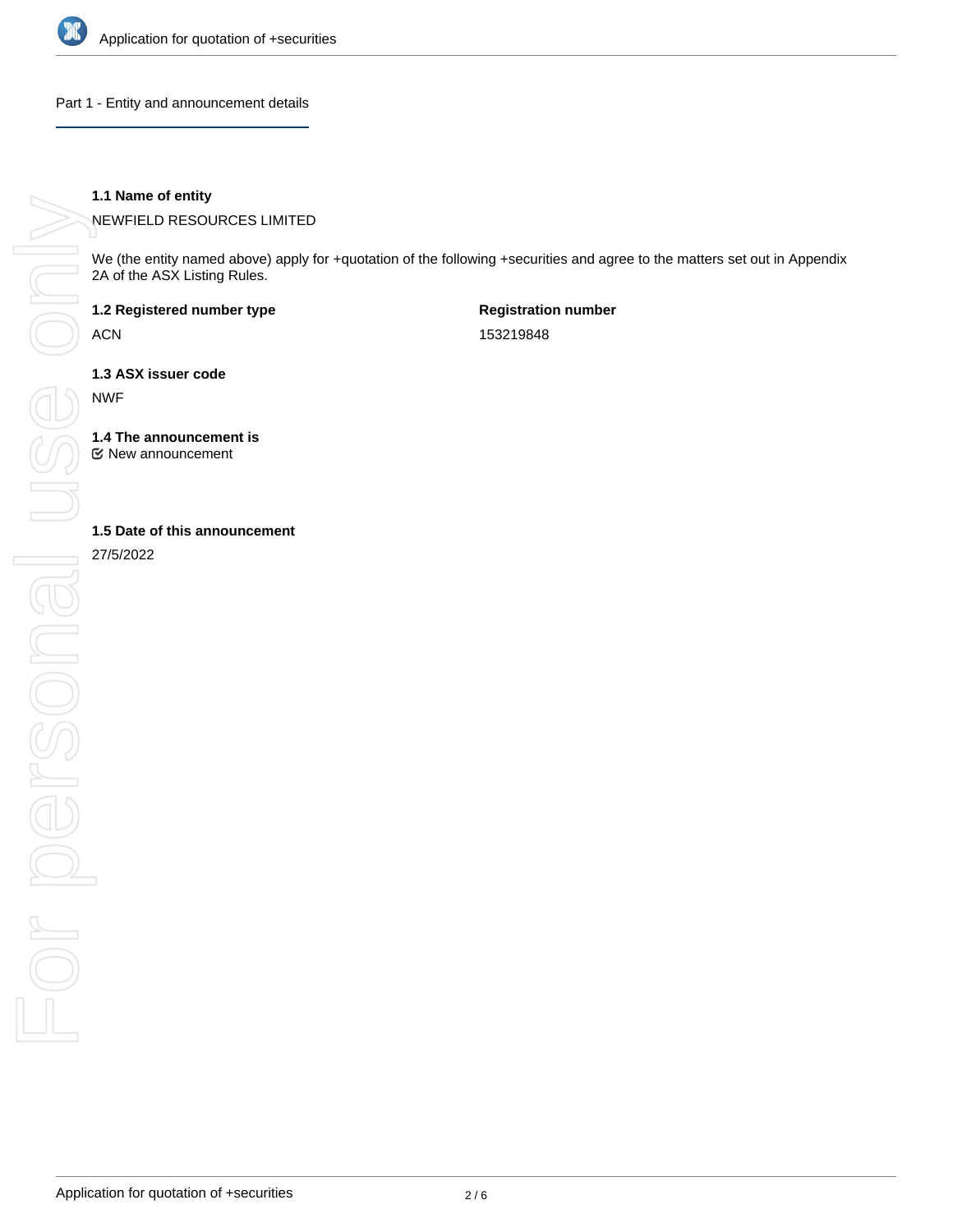## Part 1 - Entity and announcement details

**1.1 Name of entity**

NEWFIELD RESOURCES LIMITED

We (the entity named above) apply for +quotation of the following +securities and agree to the matters set out in Appendix 2A of the ASX Listing Rules.

| **1.2 Registered number type** | **Registration number** |
| --- | --- |
| ACN | 153219848 |

**1.3 ASX issuer code**

NWF

**1.4 The announcement is**

☑ New announcement

**1.5 Date of this announcement**

27/5/2022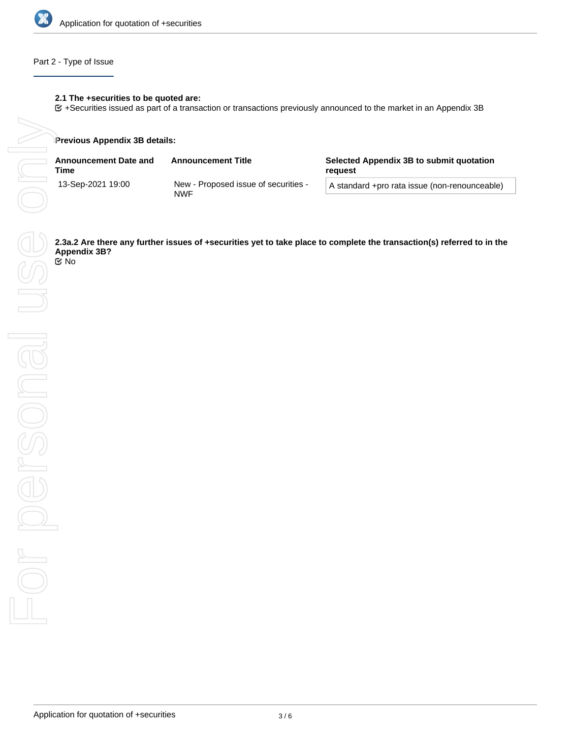## Part 2 - Type of Issue

**2.1 The +securities to be quoted are:**

☑ +Securities issued as part of a transaction or transactions previously announced to the market in an Appendix 3B

**Previous Appendix 3B details:**

| Announcement Date and Time | Announcement Title | Selected Appendix 3B to submit quotation request |
|---|---|---|
| 13-Sep-2021 19:00 | New - Proposed issue of securities - NWF | A standard +pro rata issue (non-renounceable) |

**2.3a.2 Are there any further issues of +securities yet to take place to complete the transaction(s) referred to in the Appendix 3B?**

☑ No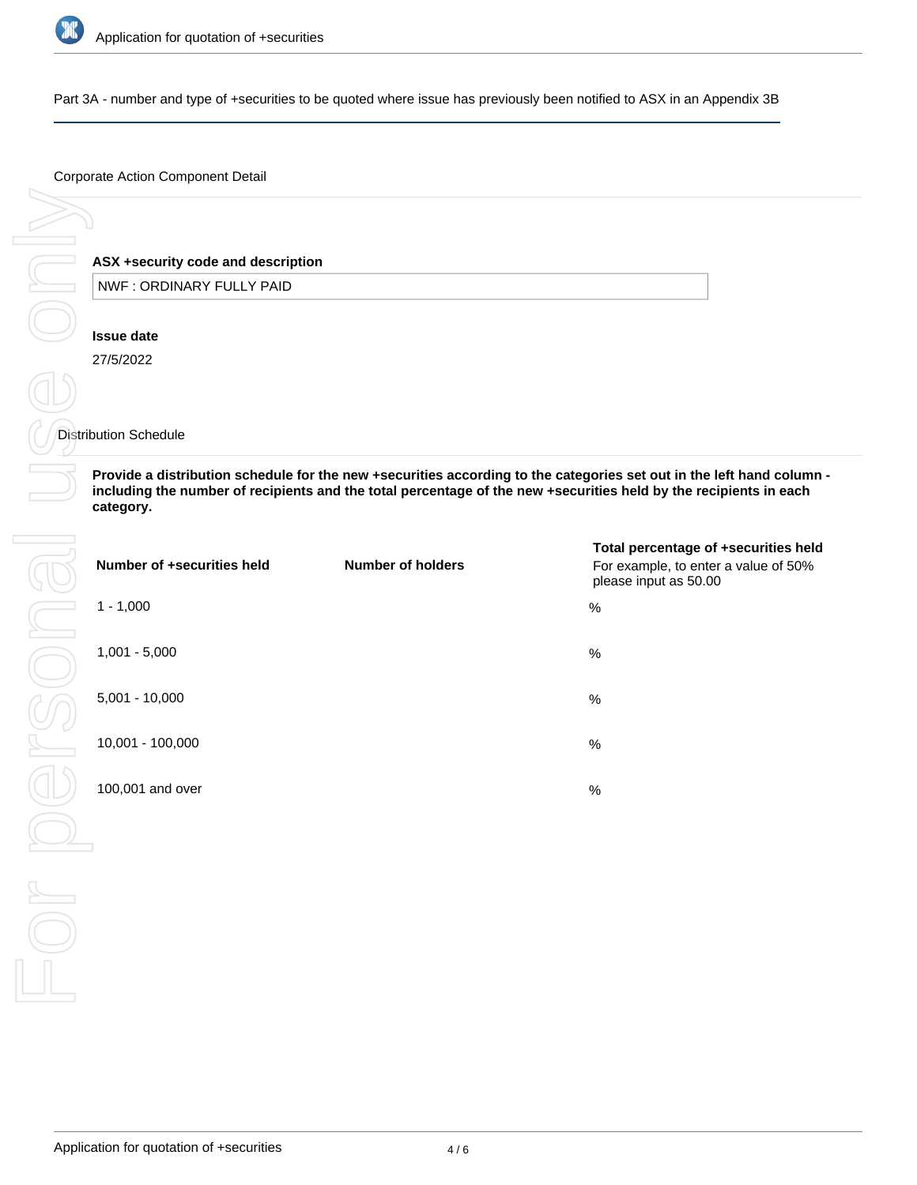Part 3A - number and type of +securities to be quoted where issue has previously been notified to ASX in an Appendix 3B

Corporate Action Component Detail

**ASX +security code and description**

NWF : ORDINARY FULLY PAID

**Issue date**

27/5/2022

Distribution Schedule

**Provide a distribution schedule for the new +securities according to the categories set out in the left hand column - including the number of recipients and the total percentage of the new +securities held by the recipients in each category.**

| Number of +securities held | Number of holders | Total percentage of +securities held<br>For example, to enter a value of 50% please input as 50.00 |
|---|---|---|
| 1 - 1,000 | | % |
| 1,001 - 5,000 | | % |
| 5,001 - 10,000 | | % |
| 10,001 - 100,000 | | % |
| 100,001 and over | | % |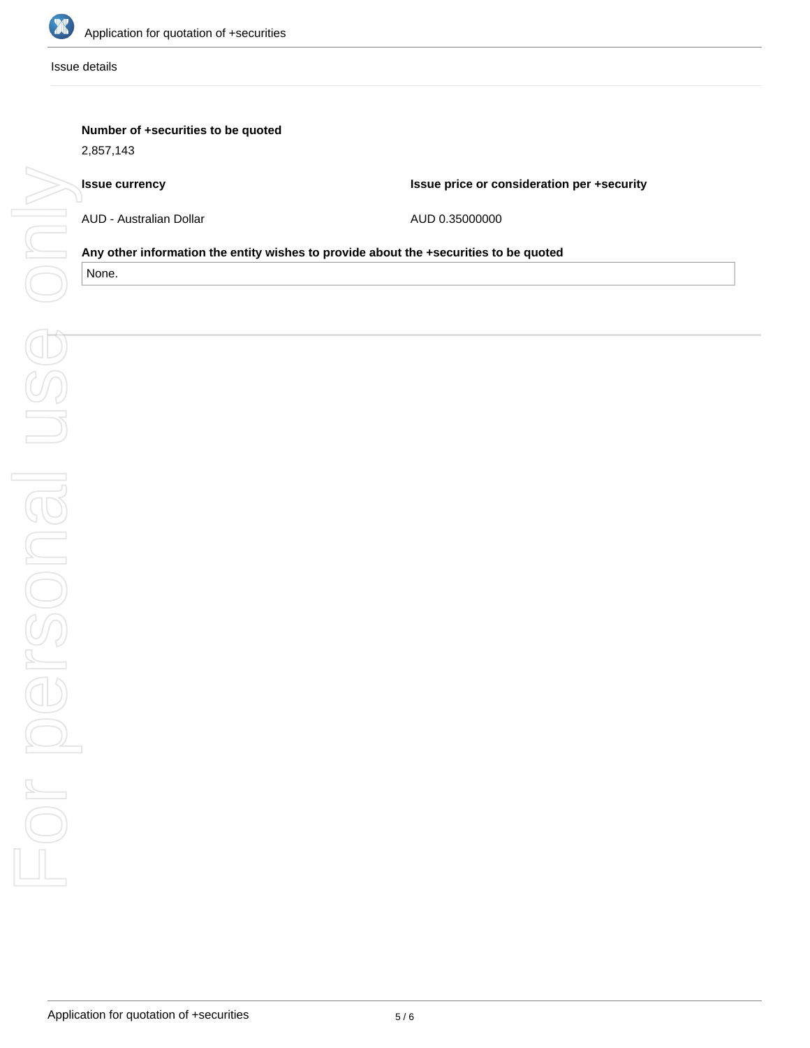Issue details

**Number of +securities to be quoted**

2,857,143

**Issue currency**

AUD - Australian Dollar

**Issue price or consideration per +security**

AUD 0.35000000

**Any other information the entity wishes to provide about the +securities to be quoted**

None.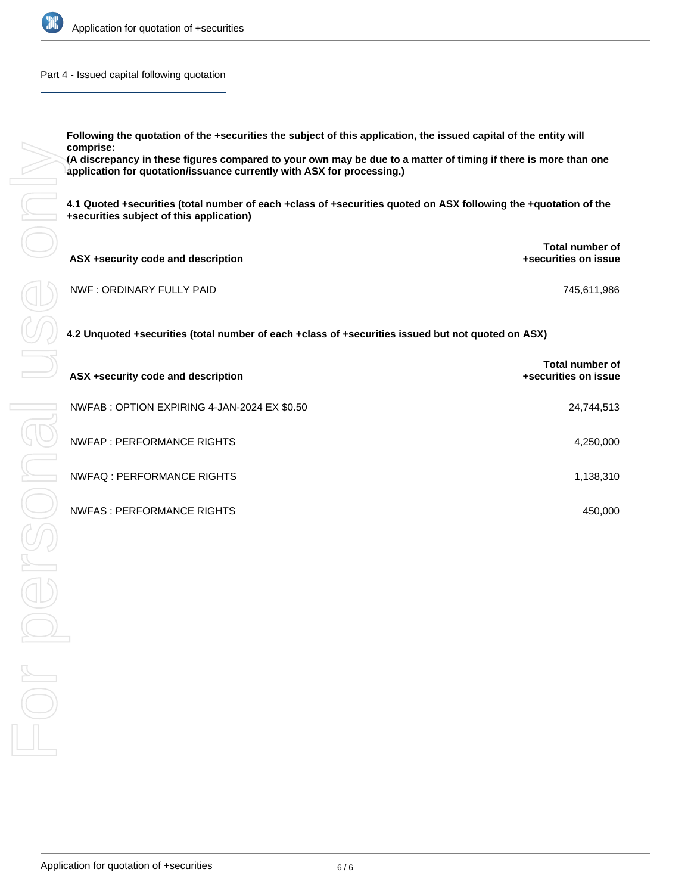## Part 4 - Issued capital following quotation

**Following the quotation of the +securities the subject of this application, the issued capital of the entity will comprise:**
**(A discrepancy in these figures compared to your own may be due to a matter of timing if there is more than one application for quotation/issuance currently with ASX for processing.)**

**4.1 Quoted +securities (total number of each +class of +securities quoted on ASX following the +quotation of the +securities subject of this application)**

| ASX +security code and description | Total number of +securities on issue |
|---|---|
| NWF : ORDINARY FULLY PAID | 745,611,986 |

**4.2 Unquoted +securities (total number of each +class of +securities issued but not quoted on ASX)**

| ASX +security code and description | Total number of +securities on issue |
|---|---|
| NWFAB : OPTION EXPIRING 4-JAN-2024 EX $0.50 | 24,744,513 |
| NWFAP : PERFORMANCE RIGHTS | 4,250,000 |
| NWFAQ : PERFORMANCE RIGHTS | 1,138,310 |
| NWFAS : PERFORMANCE RIGHTS | 450,000 |